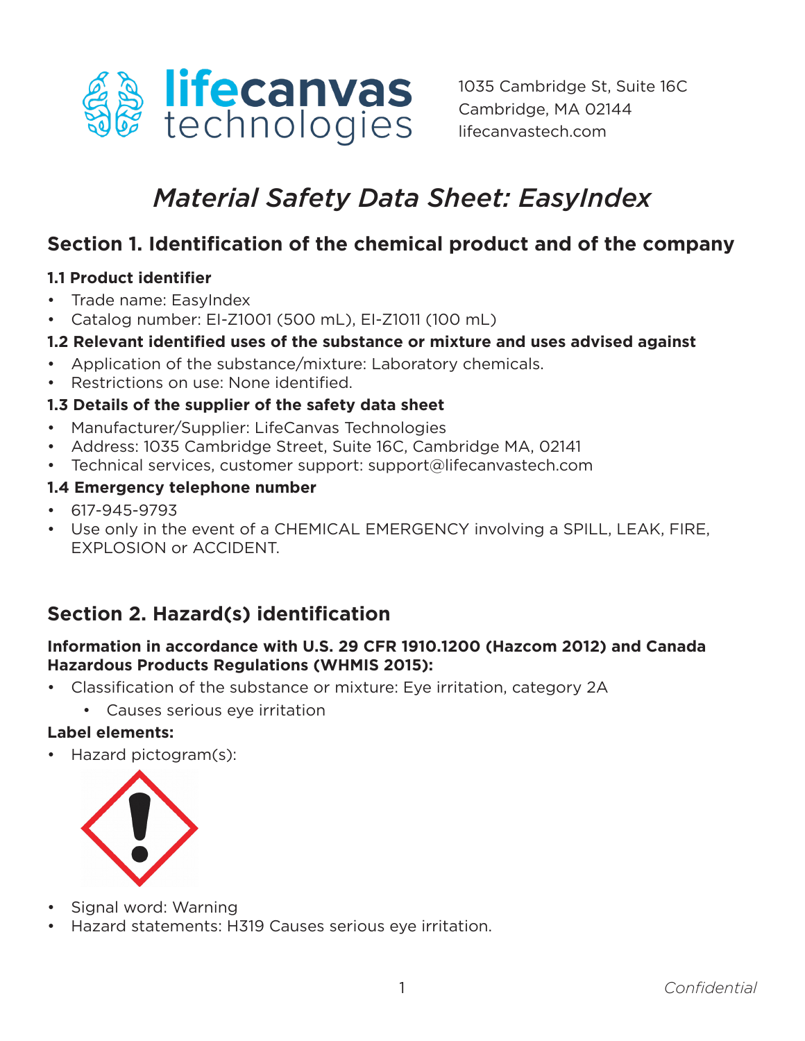lifecanvas technologies

1035 Cambridge St, Suite 16C
Cambridge, MA 02144
lifecanvastech.com

# *Material Safety Data Sheet: EasyIndex*

## Section 1. Identification of the chemical product and of the company

### 1.1 Product identifier

- Trade name: EasyIndex
- Catalog number: EI-Z1001 (500 mL), EI-Z1011 (100 mL)

### 1.2 Relevant identified uses of the substance or mixture and uses advised against

- Application of the substance/mixture: Laboratory chemicals.
- Restrictions on use: None identified.

### 1.3 Details of the supplier of the safety data sheet

- Manufacturer/Supplier: LifeCanvas Technologies
- Address: 1035 Cambridge Street, Suite 16C, Cambridge MA, 02141
- Technical services, customer support: support@lifecanvastech.com

### 1.4 Emergency telephone number

- 617-945-9793
- Use only in the event of a CHEMICAL EMERGENCY involving a SPILL, LEAK, FIRE, EXPLOSION or ACCIDENT.

## Section 2. Hazard(s) identification

**Information in accordance with U.S. 29 CFR 1910.1200 (Hazcom 2012) and Canada Hazardous Products Regulations (WHMIS 2015):**

- Classification of the substance or mixture: Eye irritation, category 2A
    - Causes serious eye irritation

**Label elements:**

- Hazard pictogram(s):
- Signal word: Warning
- Hazard statements: H319 Causes serious eye irritation.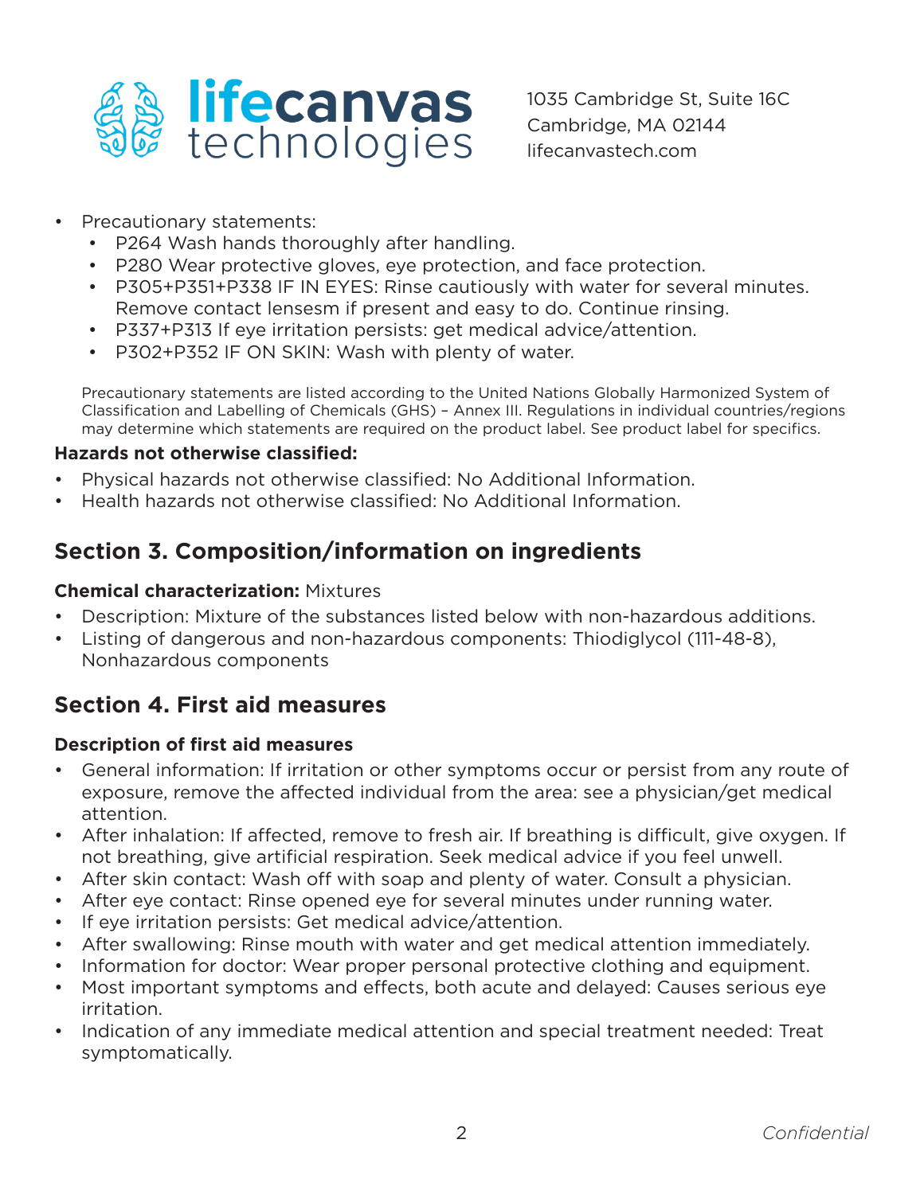- Precautionary statements:
  - P264 Wash hands thoroughly after handling.
  - P280 Wear protective gloves, eye protection, and face protection.
  - P305+P351+P338 IF IN EYES: Rinse cautiously with water for several minutes. Remove contact lensesm if present and easy to do. Continue rinsing.
  - P337+P313 If eye irritation persists: get medical advice/attention.
  - P302+P352 IF ON SKIN: Wash with plenty of water.

Precautionary statements are listed according to the United Nations Globally Harmonized System of Classification and Labelling of Chemicals (GHS) – Annex III. Regulations in individual countries/regions may determine which statements are required on the product label. See product label for specifics.

**Hazards not otherwise classified:**

- Physical hazards not otherwise classified: No Additional Information.
- Health hazards not otherwise classified: No Additional Information.

## Section 3. Composition/information on ingredients

**Chemical characterization:** Mixtures

- Description: Mixture of the substances listed below with non-hazardous additions.
- Listing of dangerous and non-hazardous components: Thiodiglycol (111-48-8), Nonhazardous components

## Section 4. First aid measures

**Description of first aid measures**

- General information: If irritation or other symptoms occur or persist from any route of exposure, remove the affected individual from the area: see a physician/get medical attention.
- After inhalation: If affected, remove to fresh air. If breathing is difficult, give oxygen. If not breathing, give artificial respiration. Seek medical advice if you feel unwell.
- After skin contact: Wash off with soap and plenty of water. Consult a physician.
- After eye contact: Rinse opened eye for several minutes under running water.
- If eye irritation persists: Get medical advice/attention.
- After swallowing: Rinse mouth with water and get medical attention immediately.
- Information for doctor: Wear proper personal protective clothing and equipment.
- Most important symptoms and effects, both acute and delayed: Causes serious eye irritation.
- Indication of any immediate medical attention and special treatment needed: Treat symptomatically.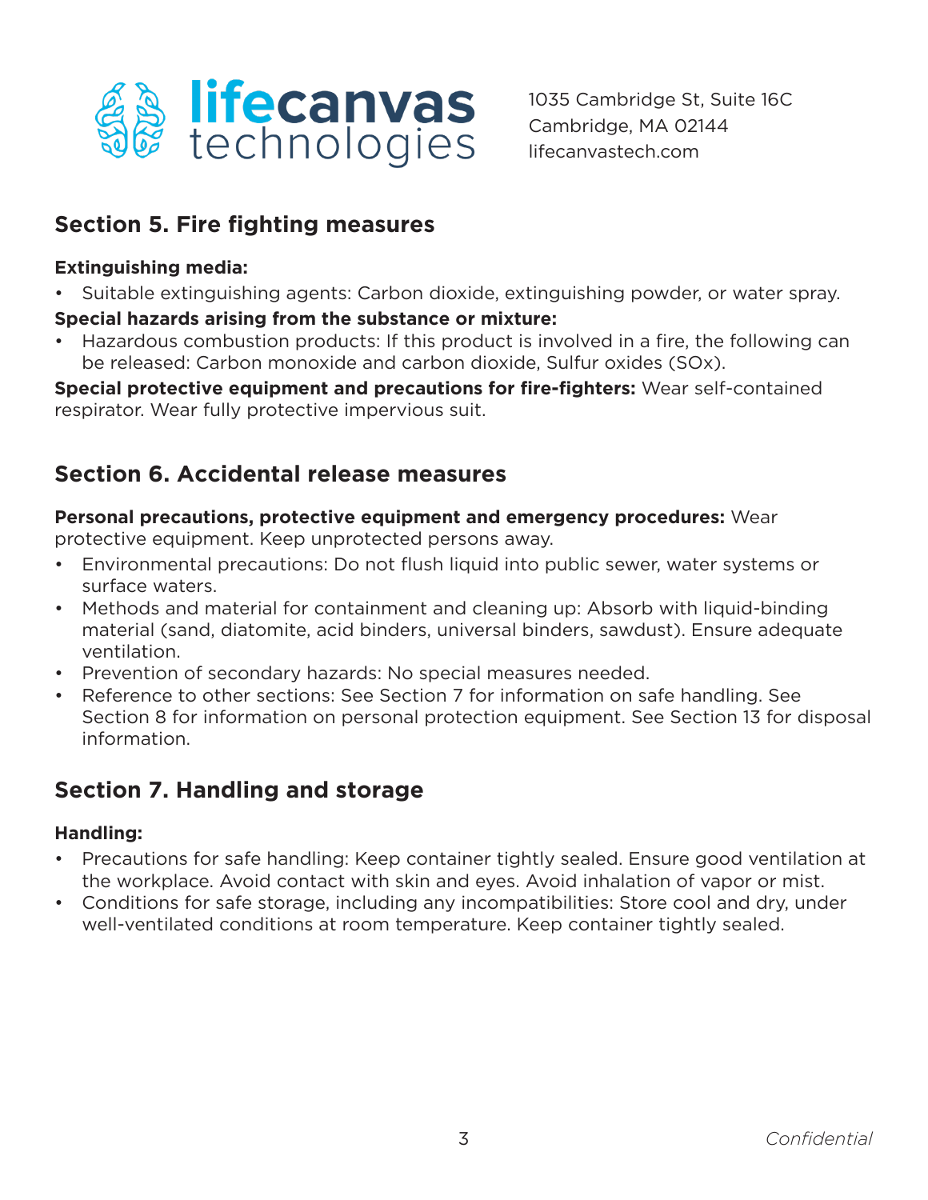## Section 5. Fire fighting measures

**Extinguishing media:**

- Suitable extinguishing agents: Carbon dioxide, extinguishing powder, or water spray.

**Special hazards arising from the substance or mixture:**

- Hazardous combustion products: If this product is involved in a fire, the following can be released: Carbon monoxide and carbon dioxide, Sulfur oxides (SOx).

**Special protective equipment and precautions for fire-fighters:** Wear self-contained respirator. Wear fully protective impervious suit.

## Section 6. Accidental release measures

**Personal precautions, protective equipment and emergency procedures:** Wear protective equipment. Keep unprotected persons away.

- Environmental precautions: Do not flush liquid into public sewer, water systems or surface waters.
- Methods and material for containment and cleaning up: Absorb with liquid-binding material (sand, diatomite, acid binders, universal binders, sawdust). Ensure adequate ventilation.
- Prevention of secondary hazards: No special measures needed.
- Reference to other sections: See Section 7 for information on safe handling. See Section 8 for information on personal protection equipment. See Section 13 for disposal information.

## Section 7. Handling and storage

**Handling:**

- Precautions for safe handling: Keep container tightly sealed. Ensure good ventilation at the workplace. Avoid contact with skin and eyes. Avoid inhalation of vapor or mist.
- Conditions for safe storage, including any incompatibilities: Store cool and dry, under well-ventilated conditions at room temperature. Keep container tightly sealed.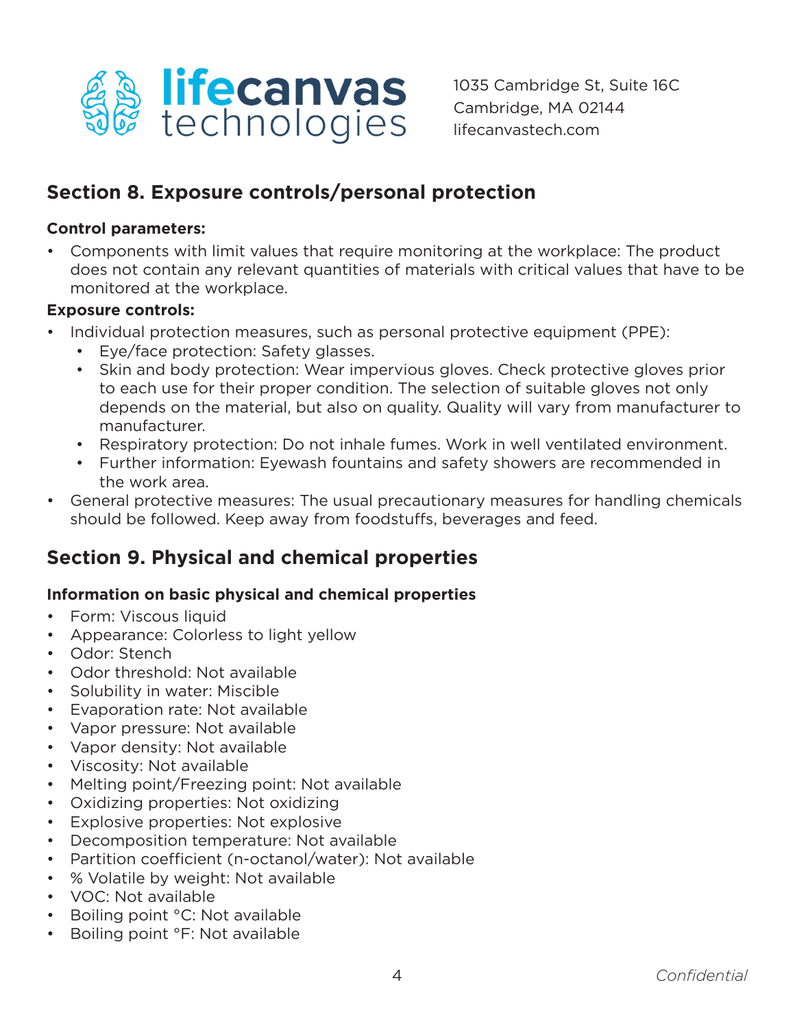## Section 8. Exposure controls/personal protection

**Control parameters:**

- Components with limit values that require monitoring at the workplace: The product does not contain any relevant quantities of materials with critical values that have to be monitored at the workplace.

**Exposure controls:**

- Individual protection measures, such as personal protective equipment (PPE):
  - Eye/face protection: Safety glasses.
  - Skin and body protection: Wear impervious gloves. Check protective gloves prior to each use for their proper condition. The selection of suitable gloves not only depends on the material, but also on quality. Quality will vary from manufacturer to manufacturer.
  - Respiratory protection: Do not inhale fumes. Work in well ventilated environment.
  - Further information: Eyewash fountains and safety showers are recommended in the work area.
- General protective measures: The usual precautionary measures for handling chemicals should be followed. Keep away from foodstuffs, beverages and feed.

## Section 9. Physical and chemical properties

**Information on basic physical and chemical properties**

- Form: Viscous liquid
- Appearance: Colorless to light yellow
- Odor: Stench
- Odor threshold: Not available
- Solubility in water: Miscible
- Evaporation rate: Not available
- Vapor pressure: Not available
- Vapor density: Not available
- Viscosity: Not available
- Melting point/Freezing point: Not available
- Oxidizing properties: Not oxidizing
- Explosive properties: Not explosive
- Decomposition temperature: Not available
- Partition coefficient (n-octanol/water): Not available
- % Volatile by weight: Not available
- VOC: Not available
- Boiling point °C: Not available
- Boiling point °F: Not available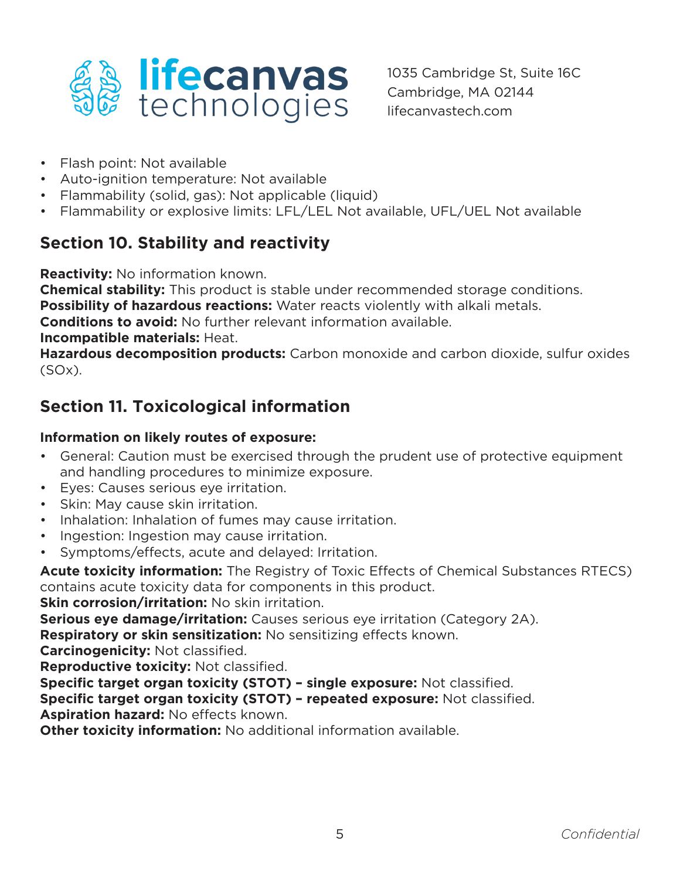- Flash point: Not available
- Auto-ignition temperature: Not available
- Flammability (solid, gas): Not applicable (liquid)
- Flammability or explosive limits: LFL/LEL Not available, UFL/UEL Not available

## Section 10. Stability and reactivity

**Reactivity:** No information known.
**Chemical stability:** This product is stable under recommended storage conditions.
**Possibility of hazardous reactions:** Water reacts violently with alkali metals.
**Conditions to avoid:** No further relevant information available.
**Incompatible materials:** Heat.
**Hazardous decomposition products:** Carbon monoxide and carbon dioxide, sulfur oxides (SOx).

## Section 11. Toxicological information

**Information on likely routes of exposure:**

- General: Caution must be exercised through the prudent use of protective equipment and handling procedures to minimize exposure.
- Eyes: Causes serious eye irritation.
- Skin: May cause skin irritation.
- Inhalation: Inhalation of fumes may cause irritation.
- Ingestion: Ingestion may cause irritation.
- Symptoms/effects, acute and delayed: Irritation.

**Acute toxicity information:** The Registry of Toxic Effects of Chemical Substances RTECS) contains acute toxicity data for components in this product.
**Skin corrosion/irritation:** No skin irritation.
**Serious eye damage/irritation:** Causes serious eye irritation (Category 2A).
**Respiratory or skin sensitization:** No sensitizing effects known.
**Carcinogenicity:** Not classified.
**Reproductive toxicity:** Not classified.
**Specific target organ toxicity (STOT) – single exposure:** Not classified.
**Specific target organ toxicity (STOT) – repeated exposure:** Not classified.
**Aspiration hazard:** No effects known.
**Other toxicity information:** No additional information available.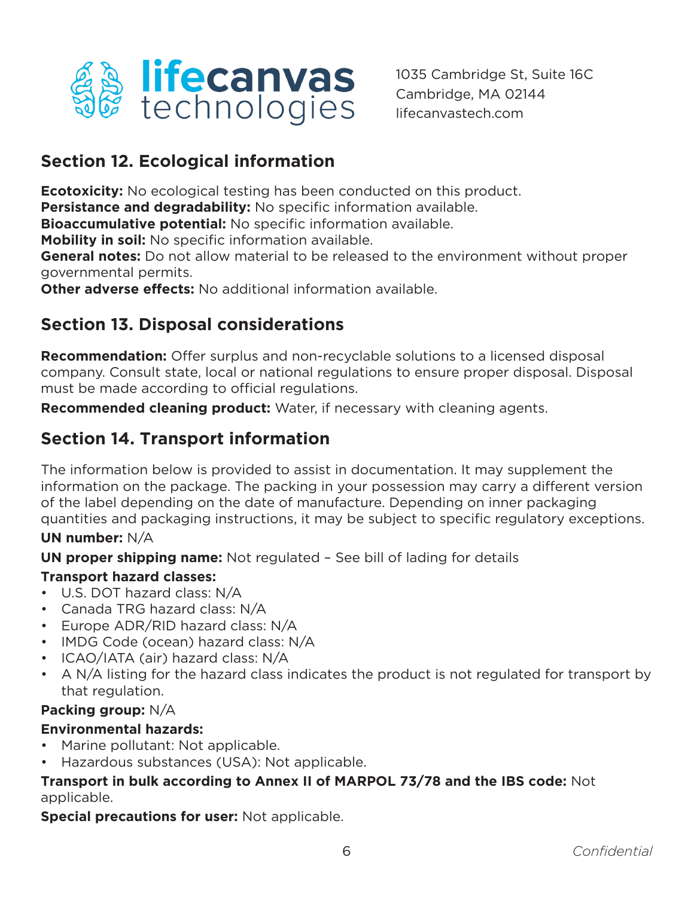## Section 12. Ecological information

**Ecotoxicity:** No ecological testing has been conducted on this product.
**Persistance and degradability:** No specific information available.
**Bioaccumulative potential:** No specific information available.
**Mobility in soil:** No specific information available.
**General notes:** Do not allow material to be released to the environment without proper governmental permits.
**Other adverse effects:** No additional information available.

## Section 13. Disposal considerations

**Recommendation:** Offer surplus and non-recyclable solutions to a licensed disposal company. Consult state, local or national regulations to ensure proper disposal. Disposal must be made according to official regulations.

**Recommended cleaning product:** Water, if necessary with cleaning agents.

## Section 14. Transport information

The information below is provided to assist in documentation. It may supplement the information on the package. The packing in your possession may carry a different version of the label depending on the date of manufacture. Depending on inner packaging quantities and packaging instructions, it may be subject to specific regulatory exceptions.

**UN number:** N/A

**UN proper shipping name:** Not regulated – See bill of lading for details

**Transport hazard classes:**

- U.S. DOT hazard class: N/A
- Canada TRG hazard class: N/A
- Europe ADR/RID hazard class: N/A
- IMDG Code (ocean) hazard class: N/A
- ICAO/IATA (air) hazard class: N/A
- A N/A listing for the hazard class indicates the product is not regulated for transport by that regulation.

**Packing group:** N/A

**Environmental hazards:**

- Marine pollutant: Not applicable.
- Hazardous substances (USA): Not applicable.

**Transport in bulk according to Annex II of MARPOL 73/78 and the IBS code:** Not applicable.

**Special precautions for user:** Not applicable.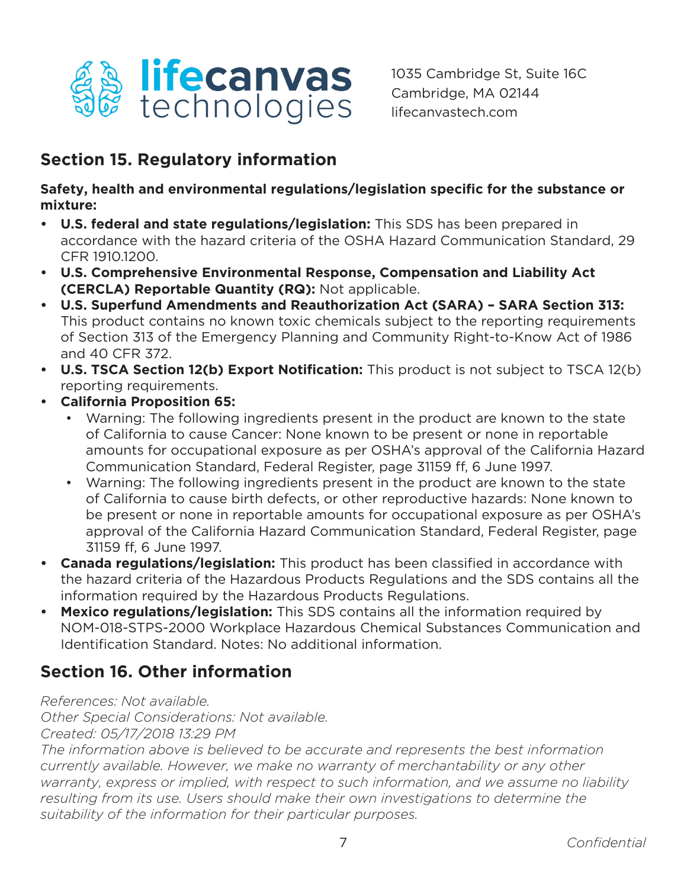## Section 15. Regulatory information

**Safety, health and environmental regulations/legislation specific for the substance or mixture:**

- **U.S. federal and state regulations/legislation:** This SDS has been prepared in accordance with the hazard criteria of the OSHA Hazard Communication Standard, 29 CFR 1910.1200.
- **U.S. Comprehensive Environmental Response, Compensation and Liability Act (CERCLA) Reportable Quantity (RQ):** Not applicable.
- **U.S. Superfund Amendments and Reauthorization Act (SARA) – SARA Section 313:** This product contains no known toxic chemicals subject to the reporting requirements of Section 313 of the Emergency Planning and Community Right-to-Know Act of 1986 and 40 CFR 372.
- **U.S. TSCA Section 12(b) Export Notification:** This product is not subject to TSCA 12(b) reporting requirements.
- **California Proposition 65:**
  - Warning: The following ingredients present in the product are known to the state of California to cause Cancer: None known to be present or none in reportable amounts for occupational exposure as per OSHA's approval of the California Hazard Communication Standard, Federal Register, page 31159 ff, 6 June 1997.
  - Warning: The following ingredients present in the product are known to the state of California to cause birth defects, or other reproductive hazards: None known to be present or none in reportable amounts for occupational exposure as per OSHA's approval of the California Hazard Communication Standard, Federal Register, page 31159 ff, 6 June 1997.
- **Canada regulations/legislation:** This product has been classified in accordance with the hazard criteria of the Hazardous Products Regulations and the SDS contains all the information required by the Hazardous Products Regulations.
- **Mexico regulations/legislation:** This SDS contains all the information required by NOM-018-STPS-2000 Workplace Hazardous Chemical Substances Communication and Identification Standard. Notes: No additional information.

## Section 16. Other information

*References: Not available.*
*Other Special Considerations: Not available.*
*Created: 05/17/2018 13:29 PM*
*The information above is believed to be accurate and represents the best information currently available. However, we make no warranty of merchantability or any other warranty, express or implied, with respect to such information, and we assume no liability resulting from its use. Users should make their own investigations to determine the suitability of the information for their particular purposes.*